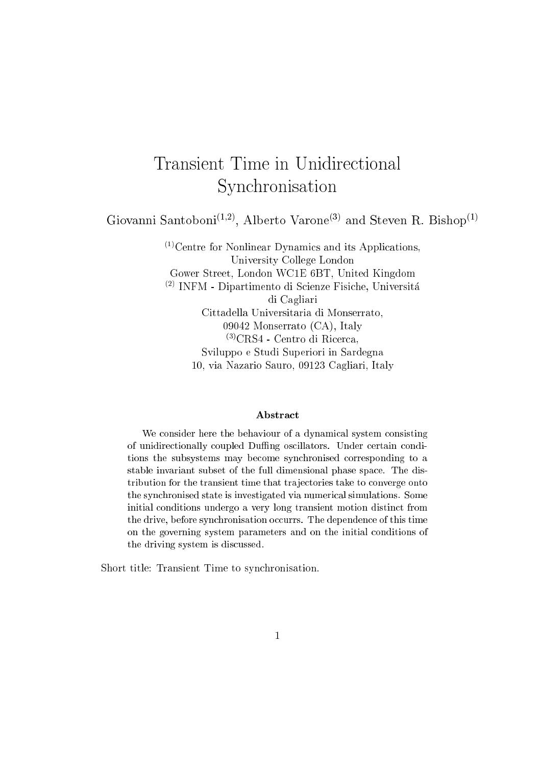# Transient Time in Unidirectional Synchronisation

Giovanni Santoboni[1,2], Alberto Varone[3] and Steven R. Bishop[1]

[1]Centre for Nonlinear Dynamics and its Applications,
University College London
Gower Street, London WC1E 6BT, United Kingdom

[2] INFM - Dipartimento di Scienze Fisiche, Universitá
di Cagliari
Cittadella Universitaria di Monserrato,
09042 Monserrato (CA), Italy

[3]CRS4 - Centro di Ricerca,
Sviluppo e Studi Superiori in Sardegna
10, via Nazario Sauro, 09123 Cagliari, Italy

### Abstract

We consider here the behaviour of a dynamical system consisting of unidirectionally coupled Duffing oscillators. Under certain conditions the subsystems may become synchronised corresponding to a stable invariant subset of the full dimensional phase space. The distribution for the transient time that trajectories take to converge onto the synchronised state is investigated via numerical simulations. Some initial conditions undergo a very long transient motion distinct from the drive, before synchronisation occurrs. The dependence of this time on the governing system parameters and on the initial conditions of the driving system is discussed.

Short title: Transient Time to synchronisation.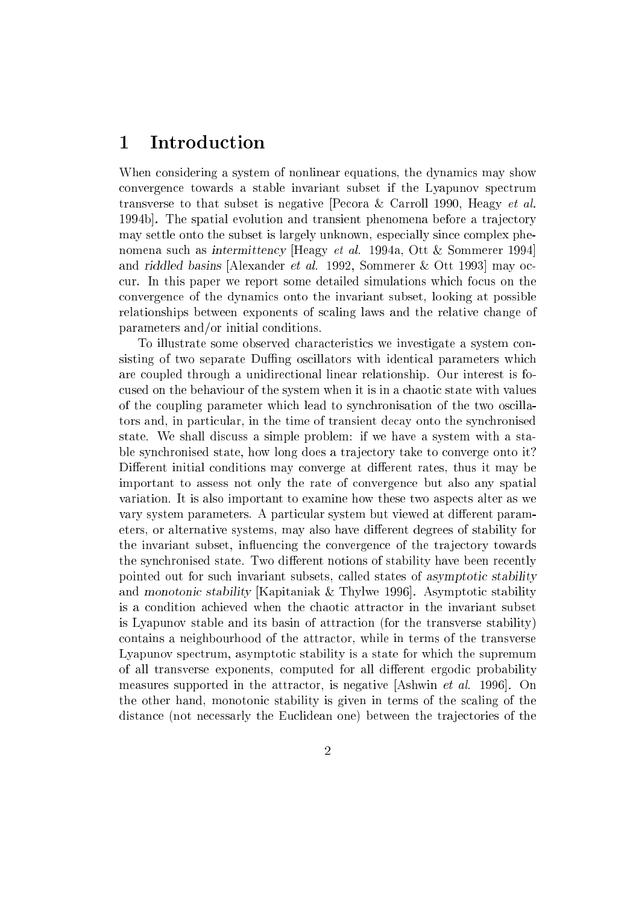# 1 Introduction

When considering a system of nonlinear equations, the dynamics may show convergence towards a stable invariant subset if the Lyapunov spectrum transverse to that subset is negative [Pecora & Carroll 1990, Heagy *et al.* 1994b]. The spatial evolution and transient phenomena before a trajectory may settle onto the subset is largely unknown, especially since complex phenomena such as *intermittency* [Heagy *et al.* 1994a, Ott & Sommerer 1994] and *riddled basins* [Alexander *et al.* 1992, Sommerer & Ott 1993] may occur. In this paper we report some detailed simulations which focus on the convergence of the dynamics onto the invariant subset, looking at possible relationships between exponents of scaling laws and the relative change of parameters and/or initial conditions.

To illustrate some observed characteristics we investigate a system consisting of two separate Duffing oscillators with identical parameters which are coupled through a unidirectional linear relationship. Our interest is focused on the behaviour of the system when it is in a chaotic state with values of the coupling parameter which lead to synchronisation of the two oscillators and, in particular, in the time of transient decay onto the synchronised state. We shall discuss a simple problem: if we have a system with a stable synchronised state, how long does a trajectory take to converge onto it? Different initial conditions may converge at different rates, thus it may be important to assess not only the rate of convergence but also any spatial variation. It is also important to examine how these two aspects alter as we vary system parameters. A particular system but viewed at different parameters, or alternative systems, may also have different degrees of stability for the invariant subset, influencing the convergence of the trajectory towards the synchronised state. Two different notions of stability have been recently pointed out for such invariant subsets, called states of *asymptotic stability* and *monotonic stability* [Kapitaniak & Thylwe 1996]. Asymptotic stability is a condition achieved when the chaotic attractor in the invariant subset is Lyapunov stable and its basin of attraction (for the transverse stability) contains a neighbourhood of the attractor, while in terms of the transverse Lyapunov spectrum, asymptotic stability is a state for which the supremum of all transverse exponents, computed for all different ergodic probability measures supported in the attractor, is negative [Ashwin *et al.* 1996]. On the other hand, monotonic stability is given in terms of the scaling of the distance (not necessarly the Euclidean one) between the trajectories of the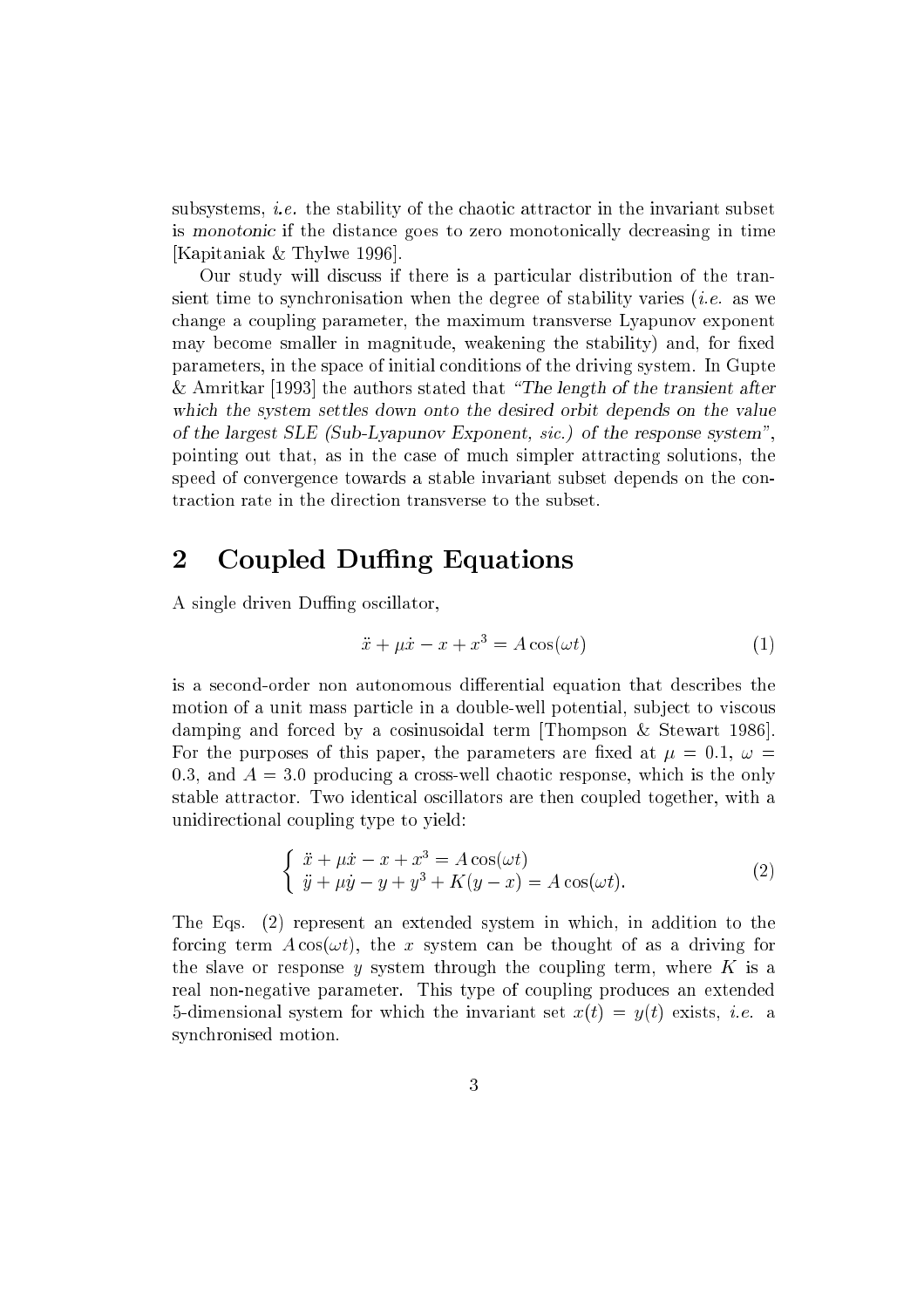subsystems, *i.e.* the stability of the chaotic attractor in the invariant subset is *monotonic* if the distance goes to zero monotonically decreasing in time [Kapitaniak & Thylwe 1996].

Our study will discuss if there is a particular distribution of the transient time to synchronisation when the degree of stability varies (*i.e.* as we change a coupling parameter, the maximum transverse Lyapunov exponent may become smaller in magnitude, weakening the stability) and, for fixed parameters, in the space of initial conditions of the driving system. In Gupte & Amritkar [1993] the authors stated that *"The length of the transient after which the system settles down onto the desired orbit depends on the value of the largest SLE (Sub-Lyapunov Exponent, sic.) of the response system"*, pointing out that, as in the case of much simpler attracting solutions, the speed of convergence towards a stable invariant subset depends on the contraction rate in the direction transverse to the subset.

## 2 Coupled Duffing Equations

A single driven Duffing oscillator,

$$\ddot{x} + \mu\dot{x} - x + x^3 = A\cos(\omega t) \tag{1}$$

is a second-order non autonomous differential equation that describes the motion of a unit mass particle in a double-well potential, subject to viscous damping and forced by a cosinusoidal term [Thompson & Stewart 1986]. For the purposes of this paper, the parameters are fixed at $\mu = 0.1$, $\omega = 0.3$, and $A = 3.0$ producing a cross-well chaotic response, which is the only stable attractor. Two identical oscillators are then coupled together, with a unidirectional coupling type to yield:

$$\begin{cases} \ddot{x} + \mu\dot{x} - x + x^3 = A\cos(\omega t) \\ \ddot{y} + \mu\dot{y} - y + y^3 + K(y - x) = A\cos(\omega t). \end{cases} \tag{2}$$

The Eqs. (2) represent an extended system in which, in addition to the forcing term $A\cos(\omega t)$, the $x$ system can be thought of as a driving for the slave or response $y$ system through the coupling term, where $K$ is a real non-negative parameter. This type of coupling produces an extended 5-dimensional system for which the invariant set $x(t) = y(t)$ exists, *i.e.* a synchronised motion.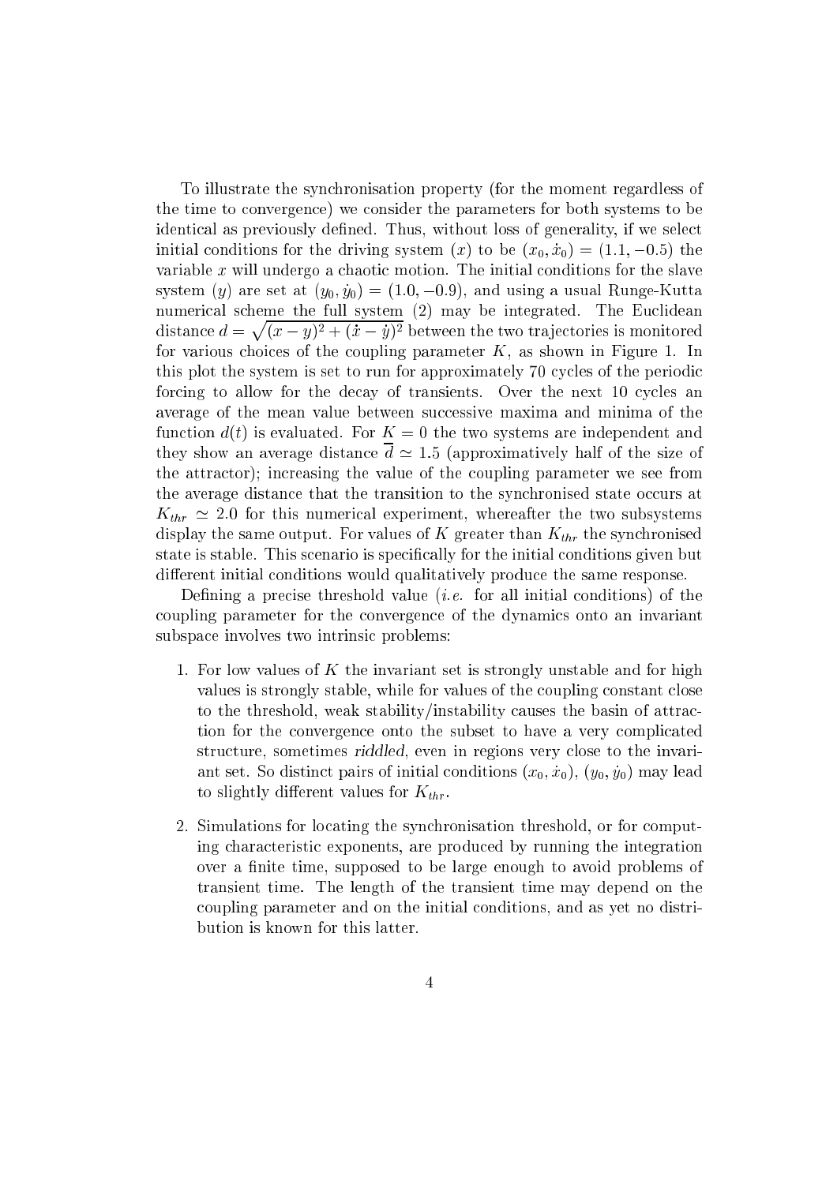To illustrate the synchronisation property (for the moment regardless of the time to convergence) we consider the parameters for both systems to be identical as previously defined. Thus, without loss of generality, if we select initial conditions for the driving system ($x$) to be $(x_0, \dot{x}_0) = (1.1, -0.5)$ the variable $x$ will undergo a chaotic motion. The initial conditions for the slave system ($y$) are set at $(y_0, \dot{y}_0) = (1.0, -0.9)$, and using a usual Runge-Kutta numerical scheme the full system (2) may be integrated. The Euclidean distance $d = \sqrt{(x-y)^2 + (\dot{x} - \dot{y})^2}$ between the two trajectories is monitored for various choices of the coupling parameter $K$, as shown in Figure 1. In this plot the system is set to run for approximately 70 cycles of the periodic forcing to allow for the decay of transients. Over the next 10 cycles an average of the mean value between successive maxima and minima of the function $d(t)$ is evaluated. For $K = 0$ the two systems are independent and they show an average distance $\overline{d} \simeq 1.5$ (approximatively half of the size of the attractor); increasing the value of the coupling parameter we see from the average distance that the transition to the synchronised state occurs at $K_{thr} \simeq 2.0$ for this numerical experiment, whereafter the two subsystems display the same output. For values of $K$ greater than $K_{thr}$ the synchronised state is stable. This scenario is specifically for the initial conditions given but different initial conditions would qualitatively produce the same response.

Defining a precise threshold value (*i.e.* for all initial conditions) of the coupling parameter for the convergence of the dynamics onto an invariant subspace involves two intrinsic problems:

1. For low values of $K$ the invariant set is strongly unstable and for high values is strongly stable, while for values of the coupling constant close to the threshold, weak stability/instability causes the basin of attraction for the convergence onto the subset to have a very complicated structure, sometimes *riddled*, even in regions very close to the invariant set. So distinct pairs of initial conditions $(x_0, \dot{x}_0)$, $(y_0, \dot{y}_0)$ may lead to slightly different values for $K_{thr}$.

2. Simulations for locating the synchronisation threshold, or for computing characteristic exponents, are produced by running the integration over a finite time, supposed to be large enough to avoid problems of transient time. The length of the transient time may depend on the coupling parameter and on the initial conditions, and as yet no distribution is known for this latter.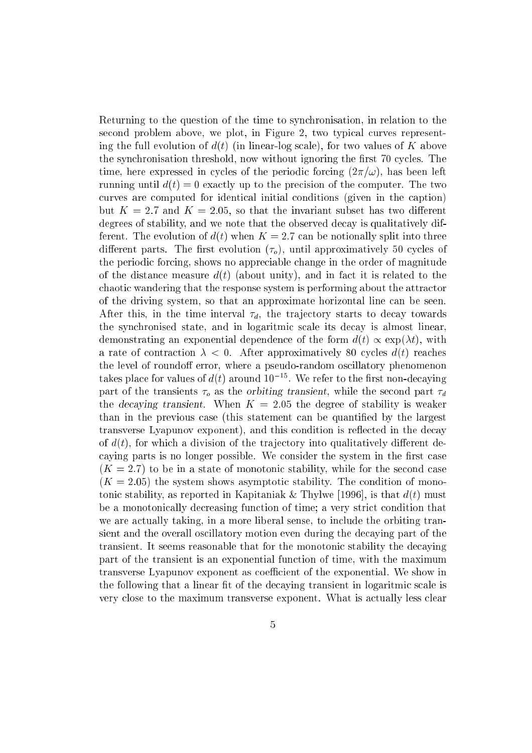Returning to the question of the time to synchronisation, in relation to the second problem above, we plot, in Figure 2, two typical curves representing the full evolution of $d(t)$ (in linear-log scale), for two values of $K$ above the synchronisation threshold, now without ignoring the first 70 cycles. The time, here expressed in cycles of the periodic forcing $(2\pi/\omega)$, has been left running until $d(t) = 0$ exactly up to the precision of the computer. The two curves are computed for identical initial conditions (given in the caption) but $K = 2.7$ and $K = 2.05$, so that the invariant subset has two different degrees of stability, and we note that the observed decay is qualitatively different. The evolution of $d(t)$ when $K = 2.7$ can be notionally split into three different parts. The first evolution $(\tau_o)$, until approximatively 50 cycles of the periodic forcing, shows no appreciable change in the order of magnitude of the distance measure $d(t)$ (about unity), and in fact it is related to the chaotic wandering that the response system is performing about the attractor of the driving system, so that an approximate horizontal line can be seen. After this, in the time interval $\tau_d$, the trajectory starts to decay towards the synchronised state, and in logaritmic scale its decay is almost linear, demonstrating an exponential dependence of the form $d(t) \propto \exp(\lambda t)$, with a rate of contraction $\lambda < 0$. After approximatively 80 cycles $d(t)$ reaches the level of roundoff error, where a pseudo-random oscillatory phenomenon takes place for values of $d(t)$ around $10^{-15}$. We refer to the first non-decaying part of the transients $\tau_o$ as the *orbiting transient*, while the second part $\tau_d$ the *decaying transient*. When $K = 2.05$ the degree of stability is weaker than in the previous case (this statement can be quantified by the largest transverse Lyapunov exponent), and this condition is reflected in the decay of $d(t)$, for which a division of the trajectory into qualitatively different decaying parts is no longer possible. We consider the system in the first case $(K = 2.7)$ to be in a state of monotonic stability, while for the second case $(K = 2.05)$ the system shows asymptotic stability. The condition of monotonic stability, as reported in Kapitaniak & Thylwe [1996], is that $d(t)$ must be a monotonically decreasing function of time; a very strict condition that we are actually taking, in a more liberal sense, to include the orbiting transient and the overall oscillatory motion even during the decaying part of the transient. It seems reasonable that for the monotonic stability the decaying part of the transient is an exponential function of time, with the maximum transverse Lyapunov exponent as coefficient of the exponential. We show in the following that a linear fit of the decaying transient in logaritmic scale is very close to the maximum transverse exponent. What is actually less clear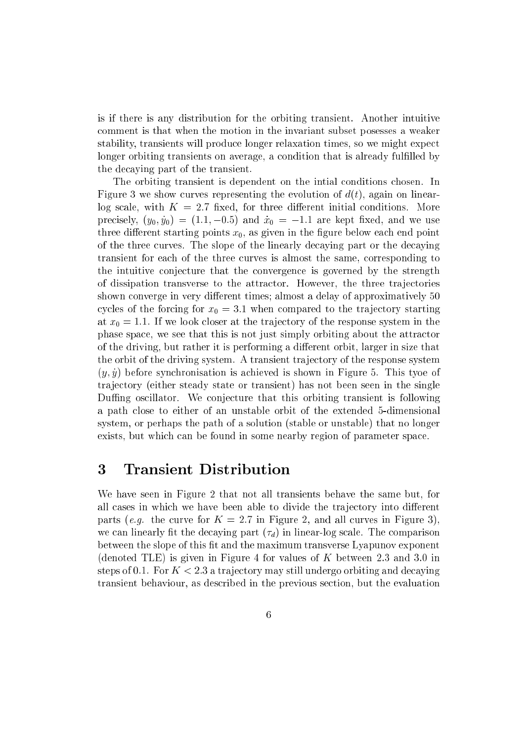is if there is any distribution for the orbiting transient. Another intuitive comment is that when the motion in the invariant subset posesses a weaker stability, transients will produce longer relaxation times, so we might expect longer orbiting transients on average, a condition that is already fulfilled by the decaying part of the transient.

The orbiting transient is dependent on the intial conditions chosen. In Figure 3 we show curves representing the evolution of $d(t)$, again on linear-log scale, with $K = 2.7$ fixed, for three different initial conditions. More precisely, $(y_0, \dot{y}_0) = (1.1, -0.5)$ and $\dot{x}_0 = -1.1$ are kept fixed, and we use three different starting points $x_0$, as given in the figure below each end point of the three curves. The slope of the linearly decaying part or the decaying transient for each of the three curves is almost the same, corresponding to the intuitive conjecture that the convergence is governed by the strength of dissipation transverse to the attractor. However, the three trajectories shown converge in very different times; almost a delay of approximatively 50 cycles of the forcing for $x_0 = 3.1$ when compared to the trajectory starting at $x_0 = 1.1$. If we look closer at the trajectory of the response system in the phase space, we see that this is not just simply orbiting about the attractor of the driving, but rather it is performing a different orbit, larger in size that the orbit of the driving system. A transient trajectory of the response system $(y, \dot{y})$ before synchronisation is achieved is shown in Figure 5. This tyoe of trajectory (either steady state or transient) has not been seen in the single Duffing oscillator. We conjecture that this orbiting transient is following a path close to either of an unstable orbit of the extended 5-dimensional system, or perhaps the path of a solution (stable or unstable) that no longer exists, but which can be found in some nearby region of parameter space.

## 3 Transient Distribution

We have seen in Figure 2 that not all transients behave the same but, for all cases in which we have been able to divide the trajectory into different parts (*e.g.* the curve for $K = 2.7$ in Figure 2, and all curves in Figure 3), we can linearly fit the decaying part ($\tau_d$) in linear-log scale. The comparison between the slope of this fit and the maximum transverse Lyapunov exponent (denoted TLE) is given in Figure 4 for values of $K$ between 2.3 and 3.0 in steps of 0.1. For $K < 2.3$ a trajectory may still undergo orbiting and decaying transient behaviour, as described in the previous section, but the evaluation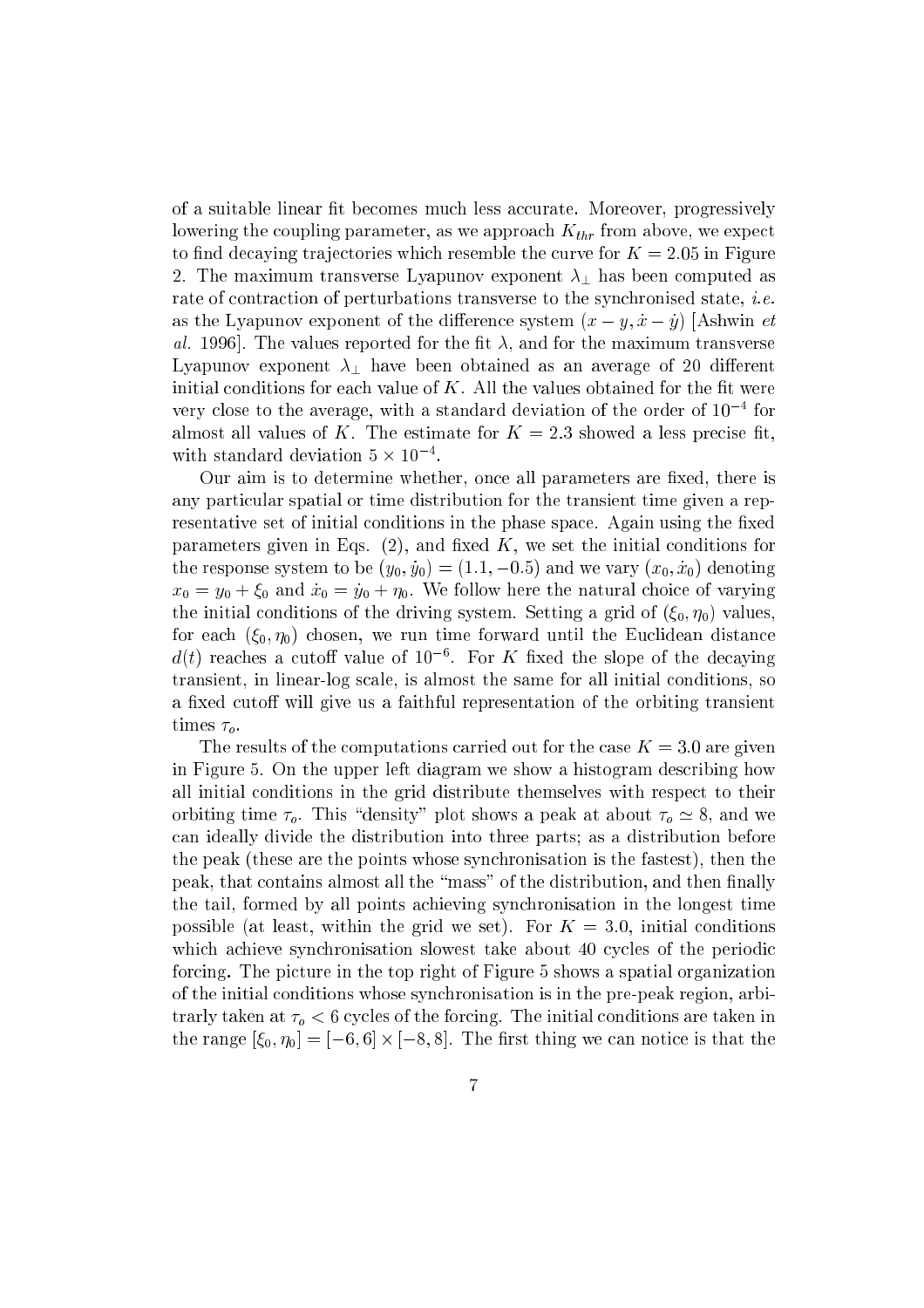of a suitable linear fit becomes much less accurate. Moreover, progressively lowering the coupling parameter, as we approach $K_{thr}$ from above, we expect to find decaying trajectories which resemble the curve for $K = 2.05$ in Figure 2. The maximum transverse Lyapunov exponent $\lambda_{\perp}$ has been computed as rate of contraction of perturbations transverse to the synchronised state, *i.e.* as the Lyapunov exponent of the difference system $(x - y, \dot{x} - \dot{y})$ [Ashwin *et al.* 1996]. The values reported for the fit $\lambda$, and for the maximum transverse Lyapunov exponent $\lambda_{\perp}$ have been obtained as an average of 20 different initial conditions for each value of $K$. All the values obtained for the fit were very close to the average, with a standard deviation of the order of $10^{-4}$ for almost all values of $K$. The estimate for $K = 2.3$ showed a less precise fit, with standard deviation $5 \times 10^{-4}$.

Our aim is to determine whether, once all parameters are fixed, there is any particular spatial or time distribution for the transient time given a representative set of initial conditions in the phase space. Again using the fixed parameters given in Eqs. (2), and fixed $K$, we set the initial conditions for the response system to be $(y_0, \dot{y}_0) = (1.1, -0.5)$ and we vary $(x_0, \dot{x}_0)$ denoting $x_0 = y_0 + \xi_0$ and $\dot{x}_0 = \dot{y}_0 + \eta_0$. We follow here the natural choice of varying the initial conditions of the driving system. Setting a grid of $(\xi_0, \eta_0)$ values, for each $(\xi_0, \eta_0)$ chosen, we run time forward until the Euclidean distance $d(t)$ reaches a cutoff value of $10^{-6}$. For $K$ fixed the slope of the decaying transient, in linear-log scale, is almost the same for all initial conditions, so a fixed cutoff will give us a faithful representation of the orbiting transient times $\tau_o$.

The results of the computations carried out for the case $K = 3.0$ are given in Figure 5. On the upper left diagram we show a histogram describing how all initial conditions in the grid distribute themselves with respect to their orbiting time $\tau_o$. This "density" plot shows a peak at about $\tau_o \simeq 8$, and we can ideally divide the distribution into three parts; as a distribution before the peak (these are the points whose synchronisation is the fastest), then the peak, that contains almost all the "mass" of the distribution, and then finally the tail, formed by all points achieving synchronisation in the longest time possible (at least, within the grid we set). For $K = 3.0$, initial conditions which achieve synchronisation slowest take about 40 cycles of the periodic forcing. The picture in the top right of Figure 5 shows a spatial organization of the initial conditions whose synchronisation is in the pre-peak region, arbitrarly taken at $\tau_o < 6$ cycles of the forcing. The initial conditions are taken in the range $[\xi_0, \eta_0] = [-6, 6] \times [-8, 8]$. The first thing we can notice is that the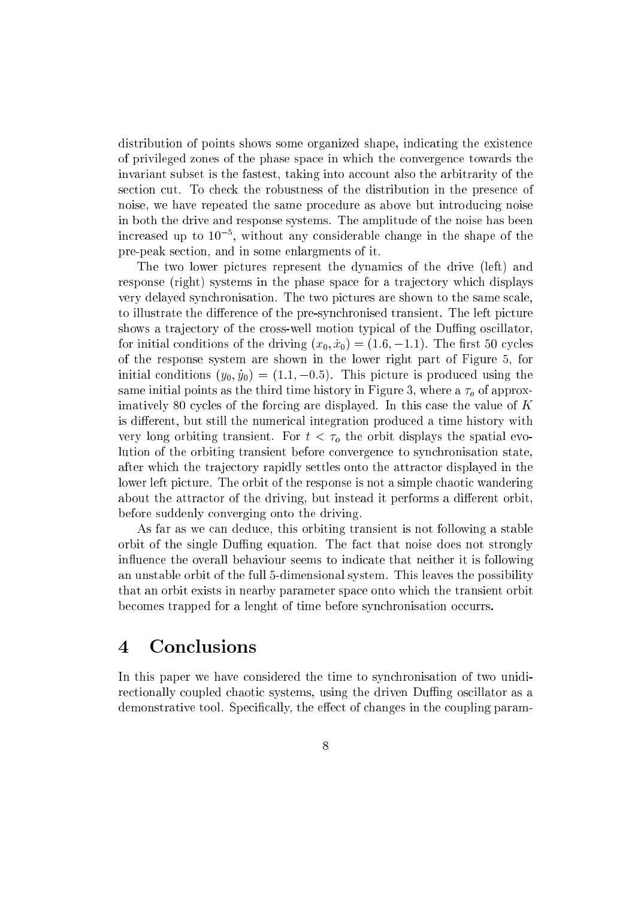distribution of points shows some organized shape, indicating the existence of privileged zones of the phase space in which the convergence towards the invariant subset is the fastest, taking into account also the arbitrarity of the section cut. To check the robustness of the distribution in the presence of noise, we have repeated the same procedure as above but introducing noise in both the drive and response systems. The amplitude of the noise has been increased up to $10^{-5}$, without any considerable change in the shape of the pre-peak section, and in some enlargments of it.

The two lower pictures represent the dynamics of the drive (left) and response (right) systems in the phase space for a trajectory which displays very delayed synchronisation. The two pictures are shown to the same scale, to illustrate the difference of the pre-synchronised transient. The left picture shows a trajectory of the cross-well motion typical of the Duffing oscillator, for initial conditions of the driving $(x_0, \dot{x}_0) = (1.6, -1.1)$. The first 50 cycles of the response system are shown in the lower right part of Figure 5, for initial conditions $(y_0, \dot{y}_0) = (1.1, -0.5)$. This picture is produced using the same initial points as the third time history in Figure 3, where a $\tau_o$ of approximatively 80 cycles of the forcing are displayed. In this case the value of $K$ is different, but still the numerical integration produced a time history with very long orbiting transient. For $t < \tau_o$ the orbit displays the spatial evolution of the orbiting transient before convergence to synchronisation state, after which the trajectory rapidly settles onto the attractor displayed in the lower left picture. The orbit of the response is not a simple chaotic wandering about the attractor of the driving, but instead it performs a different orbit, before suddenly converging onto the driving.

As far as we can deduce, this orbiting transient is not following a stable orbit of the single Duffing equation. The fact that noise does not strongly influence the overall behaviour seems to indicate that neither it is following an unstable orbit of the full 5-dimensional system. This leaves the possibility that an orbit exists in nearby parameter space onto which the transient orbit becomes trapped for a lenght of time before synchronisation occurrs.

# 4 Conclusions

In this paper we have considered the time to synchronisation of two unidirectionally coupled chaotic systems, using the driven Duffing oscillator as a demonstrative tool. Specifically, the effect of changes in the coupling param-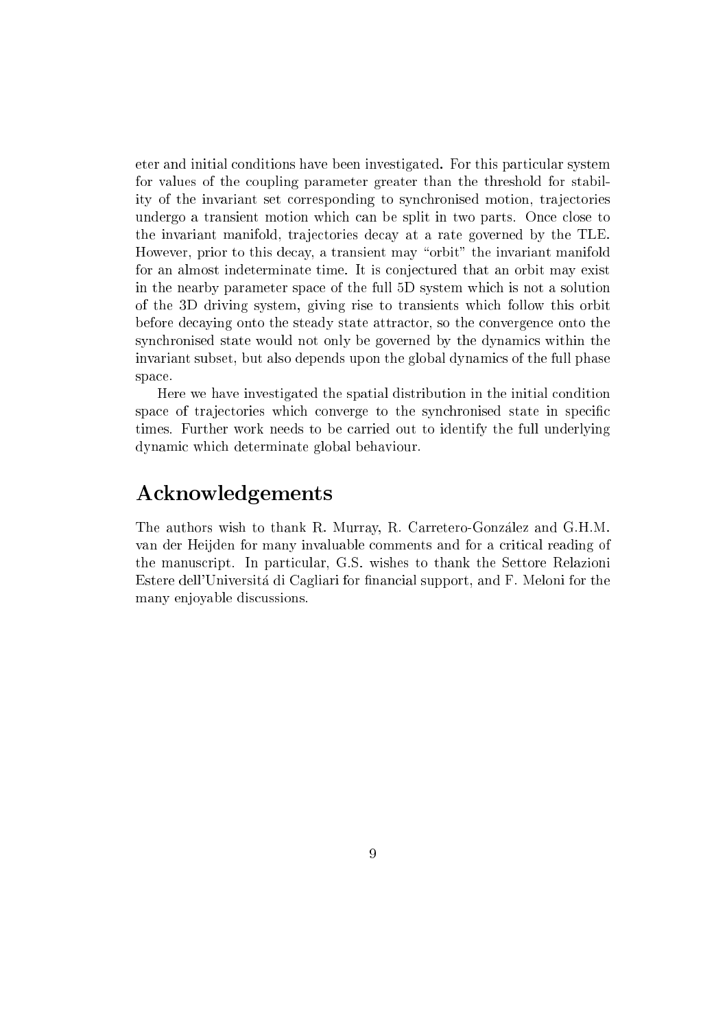eter and initial conditions have been investigated. For this particular system for values of the coupling parameter greater than the threshold for stability of the invariant set corresponding to synchronised motion, trajectories undergo a transient motion which can be split in two parts. Once close to the invariant manifold, trajectories decay at a rate governed by the TLE. However, prior to this decay, a transient may "orbit" the invariant manifold for an almost indeterminate time. It is conjectured that an orbit may exist in the nearby parameter space of the full 5D system which is not a solution of the 3D driving system, giving rise to transients which follow this orbit before decaying onto the steady state attractor, so the convergence onto the synchronised state would not only be governed by the dynamics within the invariant subset, but also depends upon the global dynamics of the full phase space.

Here we have investigated the spatial distribution in the initial condition space of trajectories which converge to the synchronised state in specific times. Further work needs to be carried out to identify the full underlying dynamic which determinate global behaviour.

# Acknowledgements

The authors wish to thank R. Murray, R. Carretero-González and G.H.M. van der Heijden for many invaluable comments and for a critical reading of the manuscript. In particular, G.S. wishes to thank the Settore Relazioni Estere dell'Universitá di Cagliari for financial support, and F. Meloni for the many enjoyable discussions.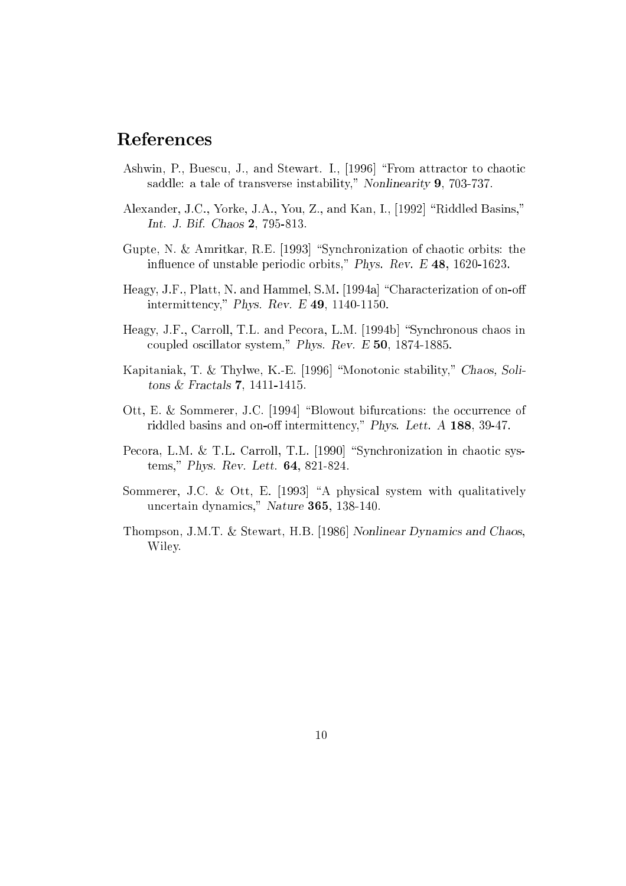## References

Ashwin, P., Buescu, J., and Stewart. I., [1996] "From attractor to chaotic saddle: a tale of transverse instability," *Nonlinearity* **9**, 703-737.

Alexander, J.C., Yorke, J.A., You, Z., and Kan, I., [1992] "Riddled Basins," *Int. J. Bif. Chaos* **2**, 795-813.

Gupte, N. & Amritkar, R.E. [1993] "Synchronization of chaotic orbits: the influence of unstable periodic orbits," *Phys. Rev. E* **48**, 1620-1623.

Heagy, J.F., Platt, N. and Hammel, S.M. [1994a] "Characterization of on-off intermittency," *Phys. Rev. E* **49**, 1140-1150.

Heagy, J.F., Carroll, T.L. and Pecora, L.M. [1994b] "Synchronous chaos in coupled oscillator system," *Phys. Rev. E* **50**, 1874-1885.

Kapitaniak, T. & Thylwe, K.-E. [1996] "Monotonic stability," *Chaos, Solitons & Fractals* **7**, 1411-1415.

Ott, E. & Sommerer, J.C. [1994] "Blowout bifurcations: the occurrence of riddled basins and on-off intermittency," *Phys. Lett. A* **188**, 39-47.

Pecora, L.M. & T.L. Carroll, T.L. [1990] "Synchronization in chaotic systems," *Phys. Rev. Lett.* **64**, 821-824.

Sommerer, J.C. & Ott, E. [1993] "A physical system with qualitatively uncertain dynamics," *Nature* **365**, 138-140.

Thompson, J.M.T. & Stewart, H.B. [1986] *Nonlinear Dynamics and Chaos*, Wiley.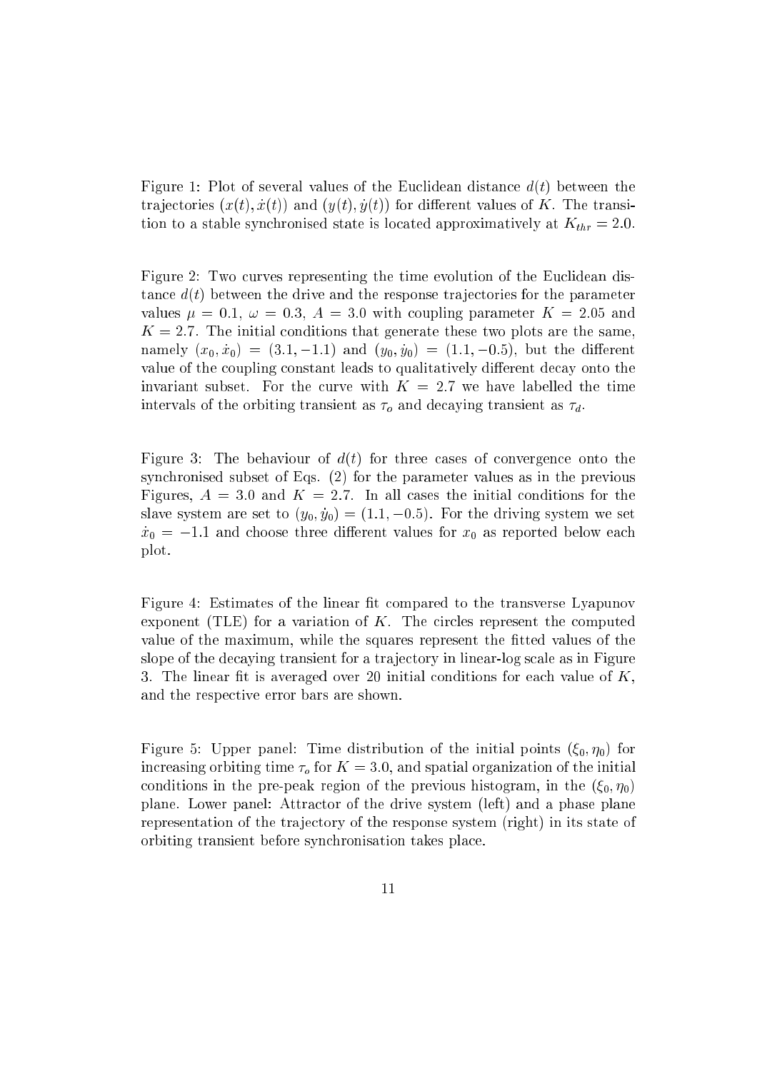Figure 1: Plot of several values of the Euclidean distance $d(t)$ between the trajectories $(x(t), \dot{x}(t))$ and $(y(t), \dot{y}(t))$ for different values of $K$. The transition to a stable synchronised state is located approximatively at $K_{thr} = 2.0$.

Figure 2: Two curves representing the time evolution of the Euclidean distance $d(t)$ between the drive and the response trajectories for the parameter values $\mu = 0.1$, $\omega = 0.3$, $A = 3.0$ with coupling parameter $K = 2.05$ and $K = 2.7$. The initial conditions that generate these two plots are the same, namely $(x_0, \dot{x}_0) = (3.1, -1.1)$ and $(y_0, \dot{y}_0) = (1.1, -0.5)$, but the different value of the coupling constant leads to qualitatively different decay onto the invariant subset. For the curve with $K = 2.7$ we have labelled the time intervals of the orbiting transient as $\tau_o$ and decaying transient as $\tau_d$.

Figure 3: The behaviour of $d(t)$ for three cases of convergence onto the synchronised subset of Eqs. (2) for the parameter values as in the previous Figures, $A = 3.0$ and $K = 2.7$. In all cases the initial conditions for the slave system are set to $(y_0, \dot{y}_0) = (1.1, -0.5)$. For the driving system we set $\dot{x}_0 = -1.1$ and choose three different values for $x_0$ as reported below each plot.

Figure 4: Estimates of the linear fit compared to the transverse Lyapunov exponent (TLE) for a variation of $K$. The circles represent the computed value of the maximum, while the squares represent the fitted values of the slope of the decaying transient for a trajectory in linear-log scale as in Figure 3. The linear fit is averaged over 20 initial conditions for each value of $K$, and the respective error bars are shown.

Figure 5: Upper panel: Time distribution of the initial points $(\xi_0, \eta_0)$ for increasing orbiting time $\tau_o$ for $K = 3.0$, and spatial organization of the initial conditions in the pre-peak region of the previous histogram, in the $(\xi_0, \eta_0)$ plane. Lower panel: Attractor of the drive system (left) and a phase plane representation of the trajectory of the response system (right) in its state of orbiting transient before synchronisation takes place.